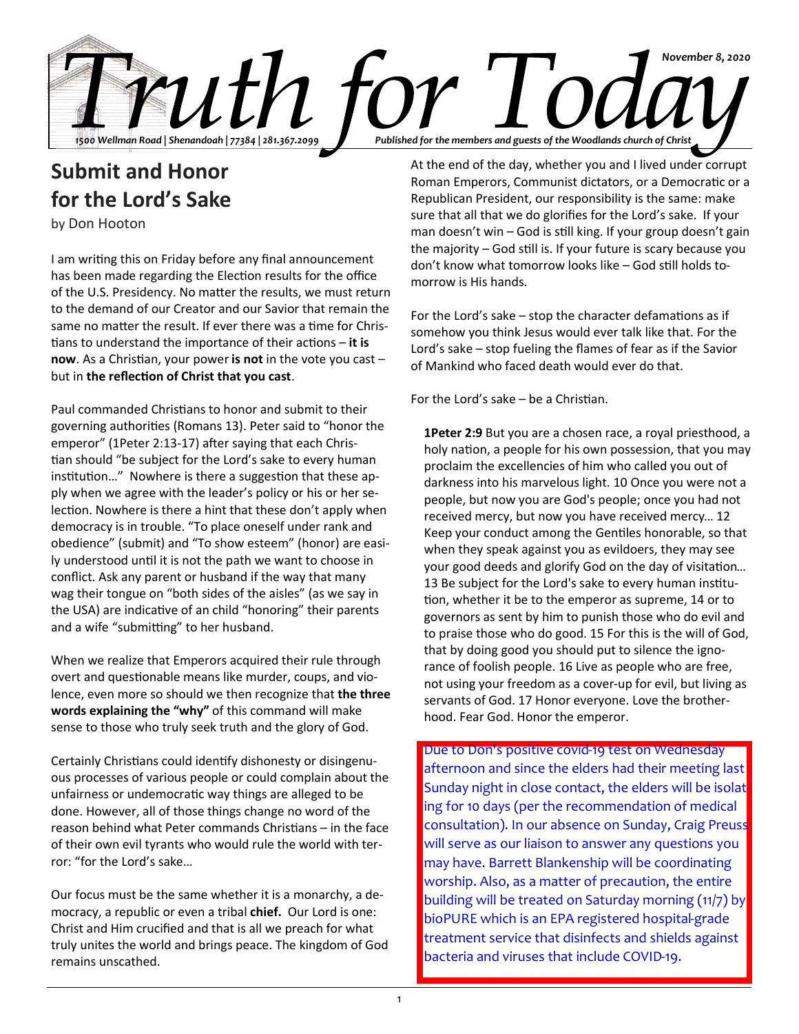# Truth for Today

*November 8, 2020*

*1500 Wellman Road | Shenandoah | 77384 | 281.367.2099*

*Published for the members and guests of the Woodlands church of Christ*

## Submit and Honor for the Lord's Sake

by Don Hooton

I am writing this on Friday before any final announcement has been made regarding the Election results for the office of the U.S. Presidency. No matter the results, we must return to the demand of our Creator and our Savior that remain the same no matter the result. If ever there was a time for Christians to understand the importance of their actions – **it is now**. As a Christian, your power **is not** in the vote you cast – but in **the reflection of Christ that you cast**.

Paul commanded Christians to honor and submit to their governing authorities (Romans 13). Peter said to "honor the emperor" (1Peter 2:13-17) after saying that each Christian should "be subject for the Lord's sake to every human institution…" Nowhere is there a suggestion that these apply when we agree with the leader's policy or his or her selection. Nowhere is there a hint that these don't apply when democracy is in trouble. "To place oneself under rank and obedience" (submit) and "To show esteem" (honor) are easily understood until it is not the path we want to choose in conflict. Ask any parent or husband if the way that many wag their tongue on "both sides of the aisles" (as we say in the USA) are indicative of an child "honoring" their parents and a wife "submitting" to her husband.

When we realize that Emperors acquired their rule through overt and questionable means like murder, coups, and violence, even more so should we then recognize that **the three words explaining the "why"** of this command will make sense to those who truly seek truth and the glory of God.

Certainly Christians could identify dishonesty or disingenuous processes of various people or could complain about the unfairness or undemocratic way things are alleged to be done. However, all of those things change no word of the reason behind what Peter commands Christians – in the face of their own evil tyrants who would rule the world with terror: "for the Lord's sake…

Our focus must be the same whether it is a monarchy, a democracy, a republic or even a tribal **chief.** Our Lord is one: Christ and Him crucified and that is all we preach for what truly unites the world and brings peace. The kingdom of God remains unscathed.

At the end of the day, whether you and I lived under corrupt Roman Emperors, Communist dictators, or a Democratic or a Republican President, our responsibility is the same: make sure that all that we do glorifies for the Lord's sake. If your man doesn't win – God is still king. If your group doesn't gain the majority – God still is. If your future is scary because you don't know what tomorrow looks like – God still holds tomorrow is His hands.

For the Lord's sake – stop the character defamations as if somehow you think Jesus would ever talk like that. For the Lord's sake – stop fueling the flames of fear as if the Savior of Mankind who faced death would ever do that.

For the Lord's sake – be a Christian.

> **1Peter 2:9** But you are a chosen race, a royal priesthood, a holy nation, a people for his own possession, that you may proclaim the excellencies of him who called you out of darkness into his marvelous light. 10 Once you were not a people, but now you are God's people; once you had not received mercy, but now you have received mercy… 12 Keep your conduct among the Gentiles honorable, so that when they speak against you as evildoers, they may see your good deeds and glorify God on the day of visitation… 13 Be subject for the Lord's sake to every human institution, whether it be to the emperor as supreme, 14 or to governors as sent by him to punish those who do evil and to praise those who do good. 15 For this is the will of God, that by doing good you should put to silence the ignorance of foolish people. 16 Live as people who are free, not using your freedom as a cover-up for evil, but living as servants of God. 17 Honor everyone. Love the brotherhood. Fear God. Honor the emperor.

Due to Don's positive covid-19 test on Wednesday afternoon and since the elders had their meeting last Sunday night in close contact, the elders will be isolating for 10 days (per the recommendation of medical consultation). In our absence on Sunday, Craig Preuss will serve as our liaison to answer any questions you may have. Barrett Blankenship will be coordinating worship. Also, as a matter of precaution, the entire building will be treated on Saturday morning (11/7) by bioPURE which is an EPA registered hospital-grade treatment service that disinfects and shields against bacteria and viruses that include COVID-19.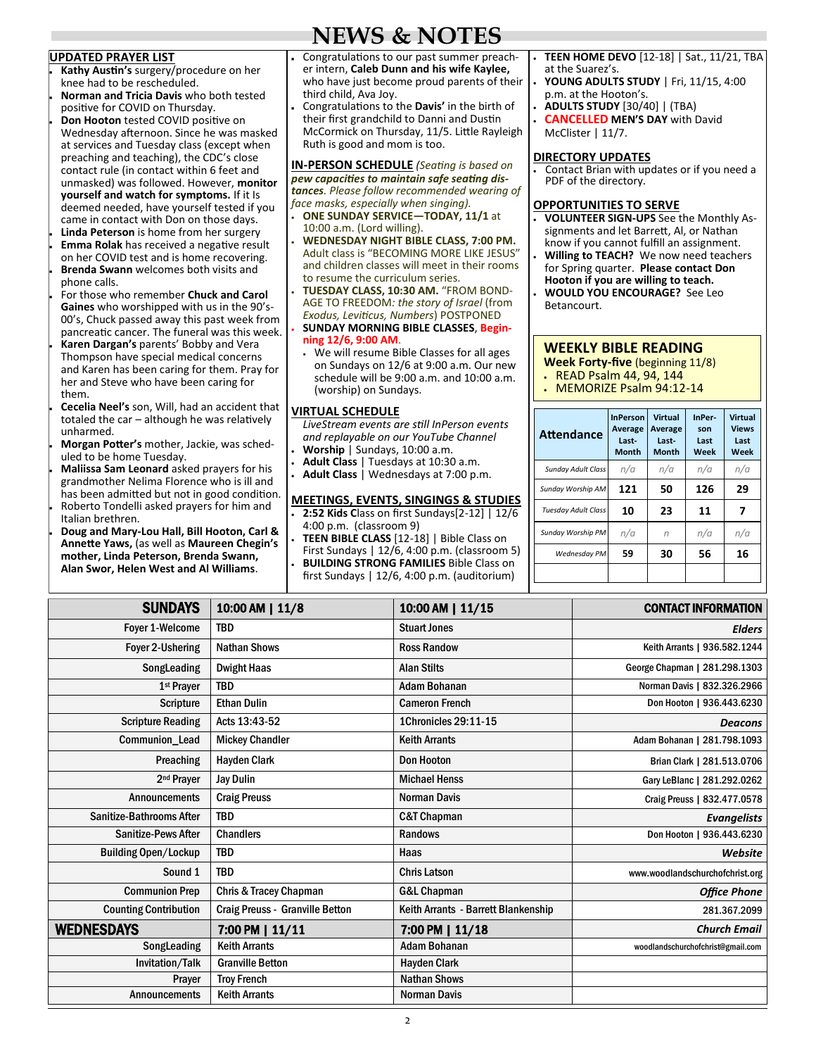# NEWS & NOTES

## UPDATED PRAYER LIST

- **Kathy Austin's** surgery/procedure on her knee had to be rescheduled.
- **Norman and Tricia Davis** who both tested positive for COVID on Thursday.
- **Don Hooton** tested COVID positive on Wednesday afternoon. Since he was masked at services and Tuesday class (except when preaching and teaching), the CDC's close contact rule (in contact within 6 feet and unmasked) was followed. However, **monitor yourself and watch for symptoms.** If it Is deemed needed, have yourself tested if you came in contact with Don on those days.
- **Linda Peterson** is home from her surgery
- **Emma Rolak** has received a negative result on her COVID test and is home recovering.
- **Brenda Swann** welcomes both visits and phone calls.
- For those who remember **Chuck and Carol Gaines** who worshipped with us in the 90's-00's, Chuck passed away this past week from pancreatic cancer. The funeral was this week.
- **Karen Dargan's** parents' Bobby and Vera Thompson have special medical concerns and Karen has been caring for them. Pray for her and Steve who have been caring for them.
- **Cecelia Neel's** son, Will, had an accident that totaled the car – although he was relatively unharmed.
- **Morgan Potter's** mother, Jackie, was scheduled to be home Tuesday.
- **Maliissa Sam Leonard** asked prayers for his grandmother Nelima Florence who is ill and has been admitted but not in good condition.
- Roberto Tondelli asked prayers for him and Italian brethren.
- **Doug and Mary-Lou Hall, Bill Hooton, Carl & Annette Yaws,** (as well as **Maureen Chegin's mother, Linda Peterson, Brenda Swann, Alan Swor, Helen West and Al Williams**.

- Congratulations to our past summer preacher intern, **Caleb Dunn and his wife Kaylee,** who have just become proud parents of their third child, Ava Joy.
- Congratulations to the **Davis'** in the birth of their first grandchild to Danni and Dustin McCormick on Thursday, 11/5. Little Rayleigh Ruth is good and mom is too.

## IN-PERSON SCHEDULE

*(Seating is based on **pew capacities to maintain safe seating distances**. Please follow recommended wearing of face masks, especially when singing).*

- **ONE SUNDAY SERVICE—TODAY, 11/1** at 10:00 a.m. (Lord willing).
- **WEDNESDAY NIGHT BIBLE CLASS, 7:00 PM.** Adult class is "BECOMING MORE LIKE JESUS" and children classes will meet in their rooms to resume the curriculum series.
- **TUESDAY CLASS, 10:30 AM.** "FROM BONDAGE TO FREEDOM: *the story of Israel* (from *Exodus, Leviticus, Numbers*) POSTPONED
- **SUNDAY MORNING BIBLE CLASSES, Beginning 12/6, 9:00 AM.**
  - We will resume Bible Classes for all ages on Sundays on 12/6 at 9:00 a.m. Our new schedule will be 9:00 a.m. and 10:00 a.m. (worship) on Sundays.

## VIRTUAL SCHEDULE

*LiveStream events are still InPerson events and replayable on our YouTube Channel*

- **Worship** | Sundays, 10:00 a.m.
- **Adult Class** | Tuesdays at 10:30 a.m.
- **Adult Class** | Wednesdays at 7:00 p.m.

## MEETINGS, EVENTS, SINGINGS & STUDIES

- **2:52 Kids C**lass on first Sundays[2-12] | 12/6 4:00 p.m. (classroom 9)
- **TEEN BIBLE CLASS** [12-18] | Bible Class on First Sundays | 12/6, 4:00 p.m. (classroom 5)
- **BUILDING STRONG FAMILIES** Bible Class on first Sundays | 12/6, 4:00 p.m. (auditorium)
- **TEEN HOME DEVO** [12-18] | Sat., 11/21, TBA at the Suarez's.
- **YOUNG ADULTS STUDY** | Fri, 11/15, 4:00 p.m. at the Hooton's.
- **ADULTS STUDY** [30/40] | (TBA)
- **CANCELLED MEN'S DAY** with David McClister | 11/7.

## DIRECTORY UPDATES

- Contact Brian with updates or if you need a PDF of the directory.

## OPPORTUNITIES TO SERVE

- **VOLUNTEER SIGN-UPS** See the Monthly Assignments and let Barrett, Al, or Nathan know if you cannot fulfill an assignment.
- **Willing to TEACH?** We now need teachers for Spring quarter. **Please contact Don Hooton if you are willing to teach.**
- **WOULD YOU ENCOURAGE?** See Leo Betancourt.

## WEEKLY BIBLE READING

**Week Forty-five** (beginning 11/8)

- READ Psalm 44, 94, 144
- MEMORIZE Psalm 94:12-14

| Attendance | InPerson Average Last-Month | Virtual Average Last-Month | InPerson Last Week | Virtual Views Last Week |
|---|---|---|---|---|
| *Sunday Adult Class* | *n/a* | *n/a* | *n/a* | *n/a* |
| *Sunday Worship AM* | 121 | 50 | 126 | 29 |
| *Tuesday Adult Class* | 10 | 23 | 11 | 7 |
| *Sunday Worship PM* | *n/a* | *n* | *n/a* | *n/a* |
| *Wednesday PM* | 59 | 30 | 56 | 16 |

| SUNDAYS | 10:00 AM \| 11/8 | 10:00 AM \| 11/15 | CONTACT INFORMATION |
|---|---|---|---|
| Foyer 1-Welcome | TBD | Stuart Jones | ***Elders*** |
| Foyer 2-Ushering | Nathan Shows | Ross Randow | Keith Arrants \| 936.582.1244 |
| SongLeading | Dwight Haas | Alan Stilts | George Chapman \| 281.298.1303 |
| 1st Prayer | TBD | Adam Bohanan | Norman Davis \| 832.326.2966 |
| Scripture | Ethan Dulin | Cameron French | Don Hooton \| 936.443.6230 |
| Scripture Reading | Acts 13:43-52 | 1Chronicles 29:11-15 | ***Deacons*** |
| Communion_Lead | Mickey Chandler | Keith Arrants | Adam Bohanan \| 281.798.1093 |
| Preaching | Hayden Clark | Don Hooton | Brian Clark \| 281.513.0706 |
| 2nd Prayer | Jay Dulin | Michael Henss | Gary LeBlanc \| 281.292.0262 |
| Announcements | Craig Preuss | Norman Davis | Craig Preuss \| 832.477.0578 |
| Sanitize-Bathrooms After | TBD | C&T Chapman | ***Evangelists*** |
| Sanitize-Pews After | Chandlers | Randows | Don Hooton \| 936.443.6230 |
| Building Open/Lockup | TBD | Haas | ***Website*** |
| Sound 1 | TBD | Chris Latson | www.woodlandschurchofchrist.org |
| Communion Prep | Chris & Tracey Chapman | G&L Chapman | ***Office Phone*** |
| Counting Contribution | Craig Preuss - Granville Betton | Keith Arrants - Barrett Blankenship | 281.367.2099 |
| **WEDNESDAYS** | **7:00 PM \| 11/11** | **7:00 PM \| 11/18** | ***Church Email*** |
| SongLeading | Keith Arrants | Adam Bohanan | woodlandschurchofchrist@gmail.com |
| Invitation/Talk | Granville Betton | Hayden Clark | |
| Prayer | Troy French | Nathan Shows | |
| Announcements | Keith Arrants | Norman Davis | |